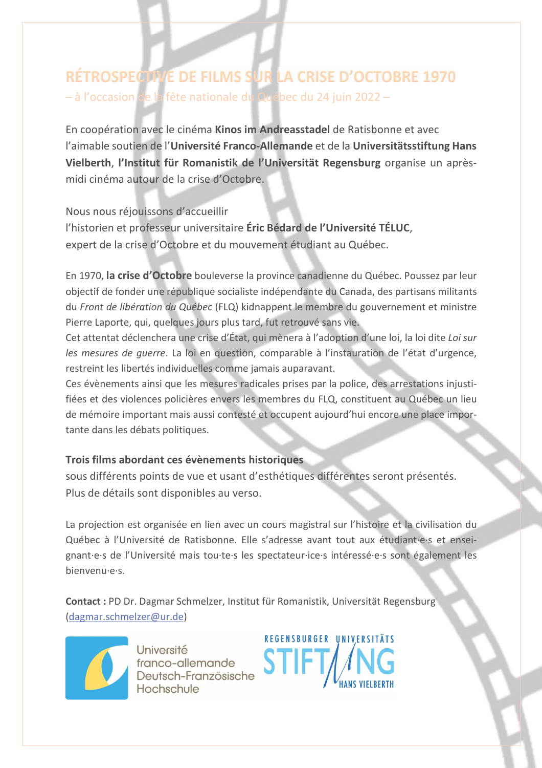# RÉTROSPECTIVE DE FILMS SUR LA CRISE D'OCTOBRE 1970

– à l'occasion de la fête nationale du Québec du 24 juin 2022 –

En coopération avec le cinéma **Kinos im Andreasstadel** de Ratisbonne et avec l'aimable soutien de l'**Université Franco-Allemande** et de la **Universitätsstiftung Hans Vielberth**, **l'Institut für Romanistik de l'Universität Regensburg** organise un après-midi cinéma autour de la crise d'Octobre.

Nous nous réjouissons d'accueillir
l'historien et professeur universitaire **Éric Bédard de l'Université TÉLUC**,
expert de la crise d'Octobre et du mouvement étudiant au Québec.

En 1970, **la crise d'Octobre** bouleverse la province canadienne du Québec. Poussez par leur objectif de fonder une république socialiste indépendante du Canada, des partisans militants du *Front de libération du Québec* (FLQ) kidnappent le membre du gouvernement et ministre Pierre Laporte, qui, quelques jours plus tard, fut retrouvé sans vie.
Cet attentat déclenchera une crise d'État, qui mènera à l'adoption d'une loi, la loi dite *Loi sur les mesures de guerre*. La loi en question, comparable à l'instauration de l'état d'urgence, restreint les libertés individuelles comme jamais auparavant.
Ces évènements ainsi que les mesures radicales prises par la police, des arrestations injustifiées et des violences policières envers les membres du FLQ, constituent au Québec un lieu de mémoire important mais aussi contesté et occupent aujourd'hui encore une place importante dans les débats politiques.

**Trois films abordant ces évènements historiques**
sous différents points de vue et usant d'esthétiques différentes seront présentés.
Plus de détails sont disponibles au verso.

La projection est organisée en lien avec un cours magistral sur l'histoire et la civilisation du Québec à l'Université de Ratisbonne. Elle s'adresse avant tout aux étudiant·e·s et enseignant·e·s de l'Université mais tou·te·s les spectateur·ice·s intéressé·e·s sont également les bienvenu·e·s.

**Contact :** PD Dr. Dagmar Schmelzer, Institut für Romanistik, Universität Regensburg ([dagmar.schmelzer@ur.de](mailto:dagmar.schmelzer@ur.de))

Université franco-allemande Deutsch-Französische Hochschule

REGENSBURGER UNIVERSITÄTS STIFTUNG HANS VIELBERTH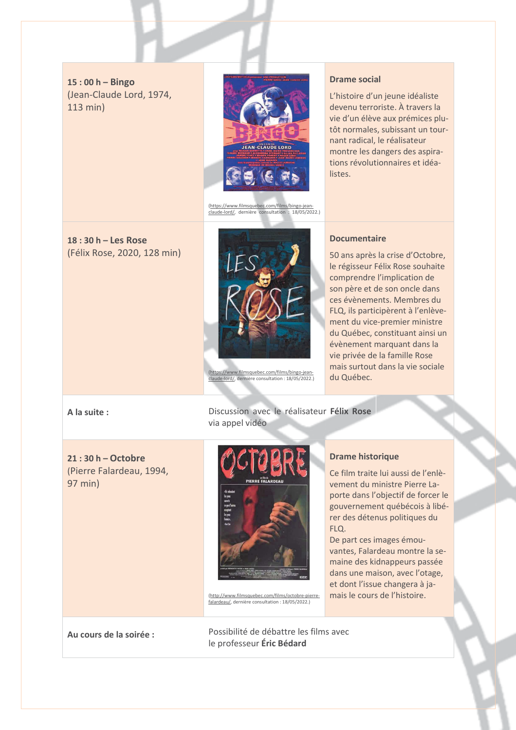| | | |
|---|---|---|
| **15 : 00 h – Bingo** (Jean-Claude Lord, 1974, 113 min) | (https://www.filmsquebec.com/films/bingo-jean-claude-lord/, dernière consultation : 18/05/2022.) | **Drame social** L'histoire d'un jeune idéaliste devenu terroriste. À travers la vie d'un élève aux prémices plutôt normales, subissant un tournant radical, le réalisateur montre les dangers des aspirations révolutionnaires et idéalistes. |
| **18 : 30 h – Les Rose** (Félix Rose, 2020, 128 min) | (https://www.filmsquebec.com/films/bingo-jean-claude-lord/, dernière consultation : 18/05/2022.) | **Documentaire** 50 ans après la crise d'Octobre, le régisseur Félix Rose souhaite comprendre l'implication de son père et de son oncle dans ces évènements. Membres du FLQ, ils participèrent à l'enlèvement du vice-premier ministre du Québec, constituant ainsi un évènement marquant dans la vie privée de la famille Rose mais surtout dans la vie sociale du Québec. |
| **A la suite :** | Discussion avec le réalisateur **Félix Rose** via appel vidéo | |
| **21 : 30 h – Octobre** (Pierre Falardeau, 1994, 97 min) | (http://www.filmsquebec.com/films/octobre-pierre-falardeau/, dernière consultation : 18/05/2022.) | **Drame historique** Ce film traite lui aussi de l'enlèvement du ministre Pierre Laporte dans l'objectif de forcer le gouvernement québécois à libérer des détenus politiques du FLQ. De part ces images émouvantes, Falardeau montre la semaine des kidnappeurs passée dans une maison, avec l'otage, et dont l'issue changera à jamais le cours de l'histoire. |
| **Au cours de la soirée :** | Possibilité de débattre les films avec le professeur **Éric Bédard** | |